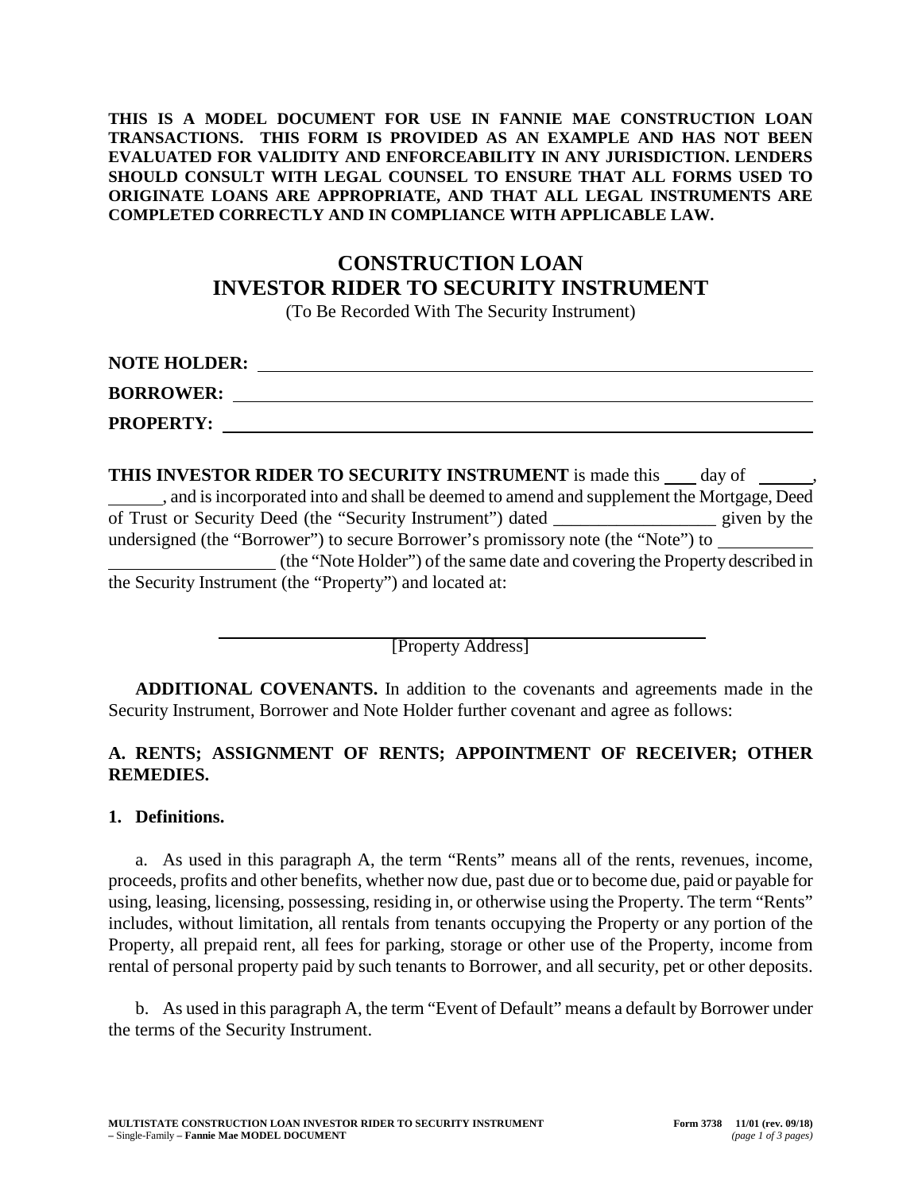**THIS IS A MODEL DOCUMENT FOR USE IN FANNIE MAE CONSTRUCTION LOAN TRANSACTIONS. THIS FORM IS PROVIDED AS AN EXAMPLE AND HAS NOT BEEN EVALUATED FOR VALIDITY AND ENFORCEABILITY IN ANY JURISDICTION. LENDERS SHOULD CONSULT WITH LEGAL COUNSEL TO ENSURE THAT ALL FORMS USED TO ORIGINATE LOANS ARE APPROPRIATE, AND THAT ALL LEGAL INSTRUMENTS ARE COMPLETED CORRECTLY AND IN COMPLIANCE WITH APPLICABLE LAW.**

# CONSTRUCTION LOAN
# INVESTOR RIDER TO SECURITY INSTRUMENT

(To Be Recorded With The Security Instrument)

**NOTE HOLDER:** ______________________________________________

**BORROWER:** ______________________________________________

**PROPERTY:** ______________________________________________

**THIS INVESTOR RIDER TO SECURITY INSTRUMENT** is made this ____ day of ______, ______, and is incorporated into and shall be deemed to amend and supplement the Mortgage, Deed of Trust or Security Deed (the "Security Instrument") dated __________________ given by the undersigned (the "Borrower") to secure Borrower's promissory note (the "Note") to __________ __________________ (the "Note Holder") of the same date and covering the Property described in the Security Instrument (the "Property") and located at:

______________________________________________
[Property Address]

**ADDITIONAL COVENANTS.** In addition to the covenants and agreements made in the Security Instrument, Borrower and Note Holder further covenant and agree as follows:

**A. RENTS; ASSIGNMENT OF RENTS; APPOINTMENT OF RECEIVER; OTHER REMEDIES.**

**1. Definitions.**

a. As used in this paragraph A, the term "Rents" means all of the rents, revenues, income, proceeds, profits and other benefits, whether now due, past due or to become due, paid or payable for using, leasing, licensing, possessing, residing in, or otherwise using the Property. The term "Rents" includes, without limitation, all rentals from tenants occupying the Property or any portion of the Property, all prepaid rent, all fees for parking, storage or other use of the Property, income from rental of personal property paid by such tenants to Borrower, and all security, pet or other deposits.

b. As used in this paragraph A, the term "Event of Default" means a default by Borrower under the terms of the Security Instrument.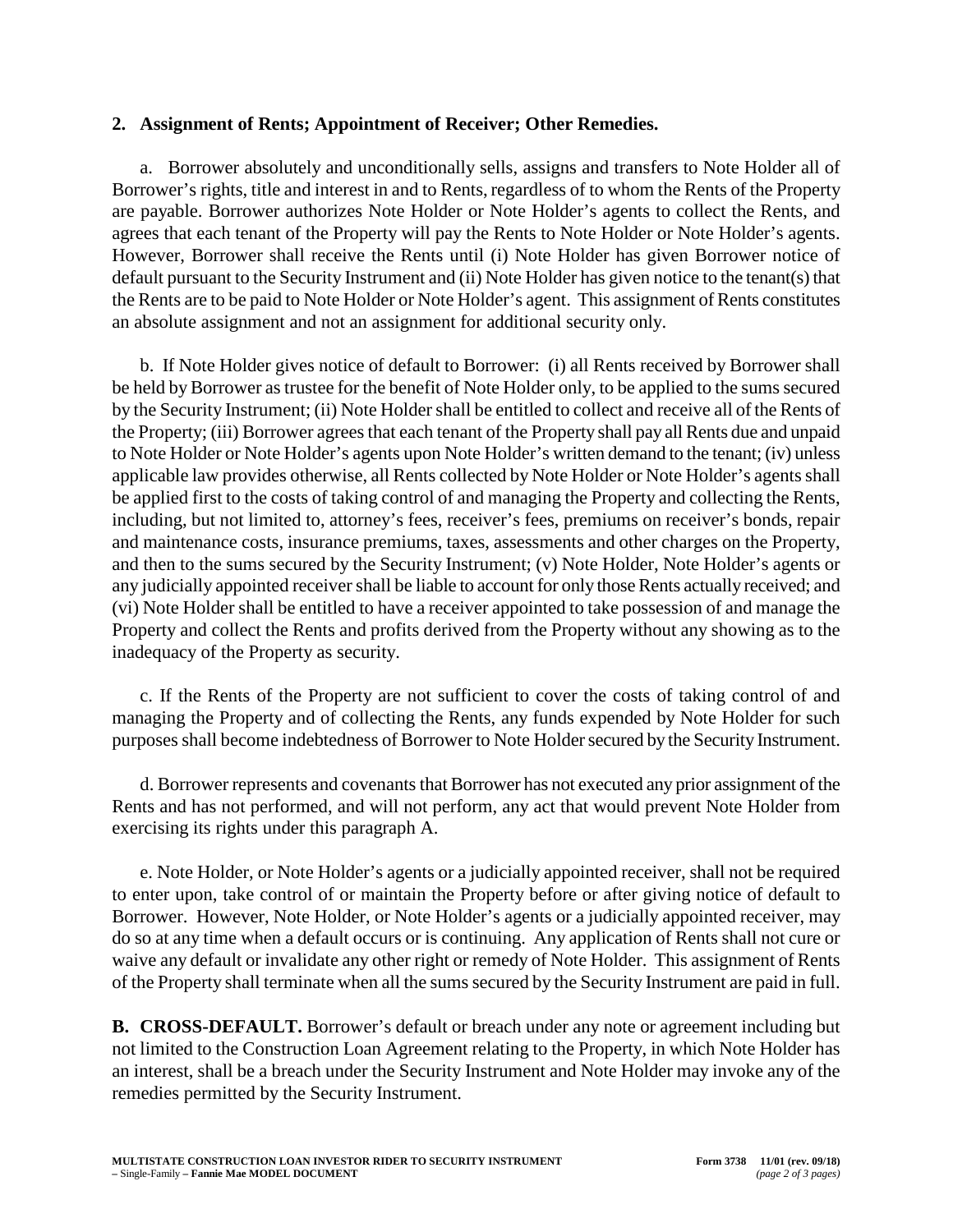**2. Assignment of Rents; Appointment of Receiver; Other Remedies.**

a. Borrower absolutely and unconditionally sells, assigns and transfers to Note Holder all of Borrower's rights, title and interest in and to Rents, regardless of to whom the Rents of the Property are payable. Borrower authorizes Note Holder or Note Holder's agents to collect the Rents, and agrees that each tenant of the Property will pay the Rents to Note Holder or Note Holder's agents. However, Borrower shall receive the Rents until (i) Note Holder has given Borrower notice of default pursuant to the Security Instrument and (ii) Note Holder has given notice to the tenant(s) that the Rents are to be paid to Note Holder or Note Holder's agent. This assignment of Rents constitutes an absolute assignment and not an assignment for additional security only.

b. If Note Holder gives notice of default to Borrower: (i) all Rents received by Borrower shall be held by Borrower as trustee for the benefit of Note Holder only, to be applied to the sums secured by the Security Instrument; (ii) Note Holder shall be entitled to collect and receive all of the Rents of the Property; (iii) Borrower agrees that each tenant of the Property shall pay all Rents due and unpaid to Note Holder or Note Holder's agents upon Note Holder's written demand to the tenant; (iv) unless applicable law provides otherwise, all Rents collected by Note Holder or Note Holder's agents shall be applied first to the costs of taking control of and managing the Property and collecting the Rents, including, but not limited to, attorney's fees, receiver's fees, premiums on receiver's bonds, repair and maintenance costs, insurance premiums, taxes, assessments and other charges on the Property, and then to the sums secured by the Security Instrument; (v) Note Holder, Note Holder's agents or any judicially appointed receiver shall be liable to account for only those Rents actually received; and (vi) Note Holder shall be entitled to have a receiver appointed to take possession of and manage the Property and collect the Rents and profits derived from the Property without any showing as to the inadequacy of the Property as security.

c. If the Rents of the Property are not sufficient to cover the costs of taking control of and managing the Property and of collecting the Rents, any funds expended by Note Holder for such purposes shall become indebtedness of Borrower to Note Holder secured by the Security Instrument.

d. Borrower represents and covenants that Borrower has not executed any prior assignment of the Rents and has not performed, and will not perform, any act that would prevent Note Holder from exercising its rights under this paragraph A.

e. Note Holder, or Note Holder's agents or a judicially appointed receiver, shall not be required to enter upon, take control of or maintain the Property before or after giving notice of default to Borrower. However, Note Holder, or Note Holder's agents or a judicially appointed receiver, may do so at any time when a default occurs or is continuing. Any application of Rents shall not cure or waive any default or invalidate any other right or remedy of Note Holder. This assignment of Rents of the Property shall terminate when all the sums secured by the Security Instrument are paid in full.

**B. CROSS-DEFAULT.** Borrower's default or breach under any note or agreement including but not limited to the Construction Loan Agreement relating to the Property, in which Note Holder has an interest, shall be a breach under the Security Instrument and Note Holder may invoke any of the remedies permitted by the Security Instrument.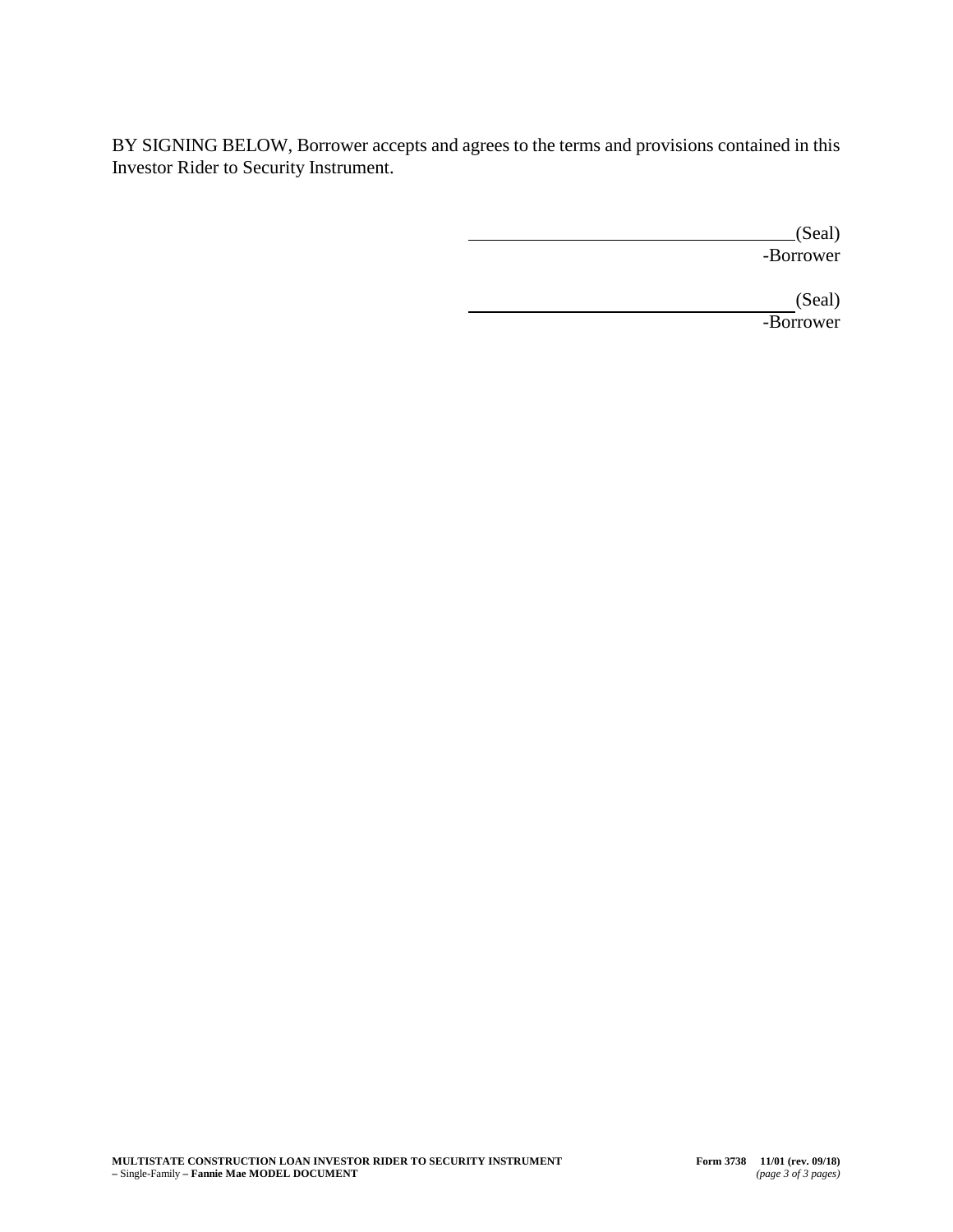BY SIGNING BELOW, Borrower accepts and agrees to the terms and provisions contained in this Investor Rider to Security Instrument.

_______________________________________(Seal)
-Borrower

_______________________________________(Seal)
-Borrower